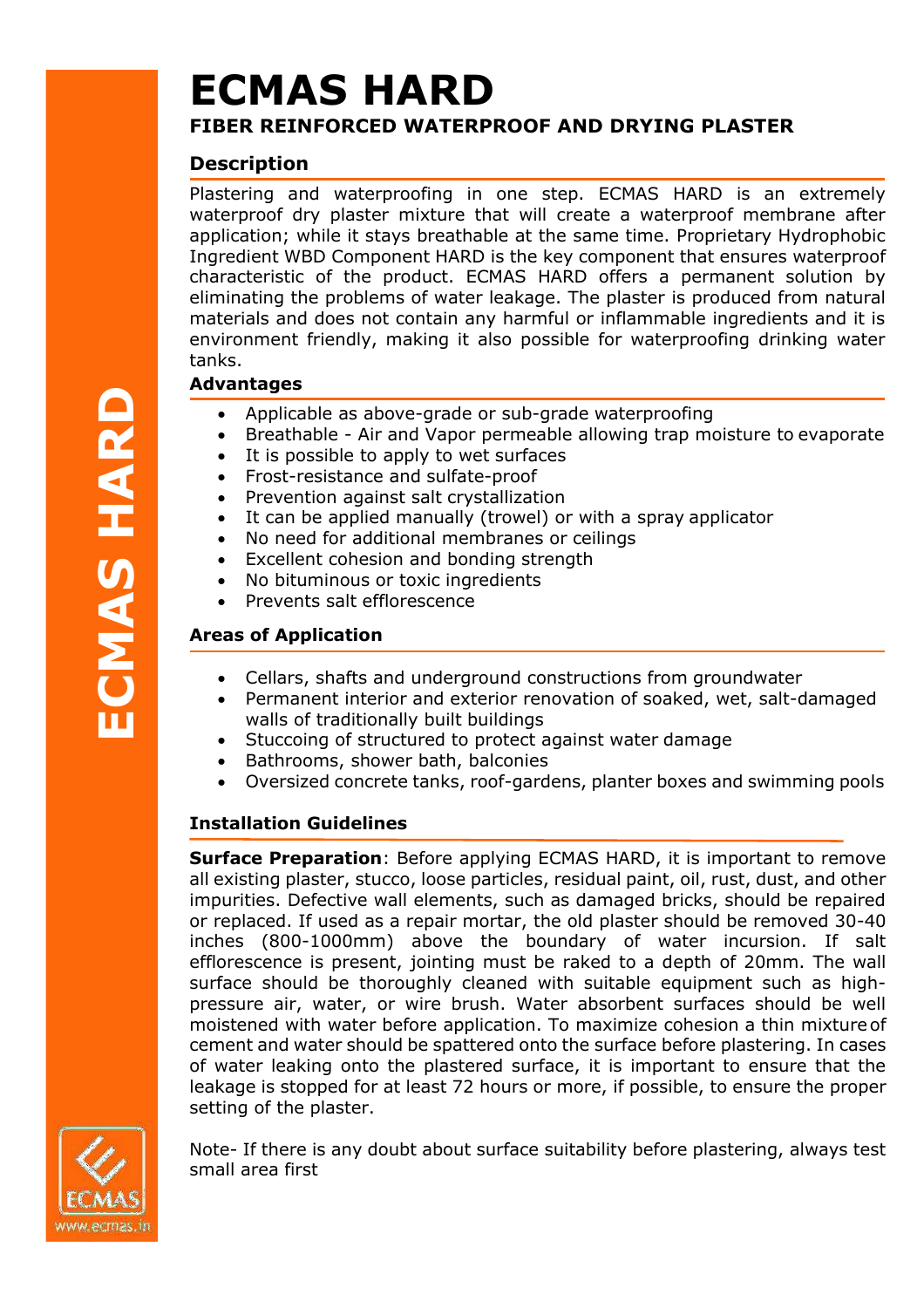# ECMAS HARD

## FIBER REINFORCED WATERPROOF AND DRYING PLASTER

### Description

Plastering and waterproofing in one step. ECMAS HARD is an extremely waterproof dry plaster mixture that will create a waterproof membrane after application; while it stays breathable at the same time. Proprietary Hydrophobic Ingredient WBD Component HARD is the key component that ensures waterproof characteristic of the product. ECMAS HARD offers a permanent solution by eliminating the problems of water leakage. The plaster is produced from natural materials and does not contain any harmful or inflammable ingredients and it is environment friendly, making it also possible for waterproofing drinking water tanks.

### Advantages

- Applicable as above-grade or sub-grade waterproofing
- Breathable - Air and Vapor permeable allowing trap moisture to evaporate
- It is possible to apply to wet surfaces
- Frost-resistance and sulfate-proof
- Prevention against salt crystallization
- It can be applied manually (trowel) or with a spray applicator
- No need for additional membranes or ceilings
- Excellent cohesion and bonding strength
- No bituminous or toxic ingredients
- Prevents salt efflorescence

### Areas of Application

- Cellars, shafts and underground constructions from groundwater
- Permanent interior and exterior renovation of soaked, wet, salt-damaged walls of traditionally built buildings
- Stuccoing of structured to protect against water damage
- Bathrooms, shower bath, balconies
- Oversized concrete tanks, roof-gardens, planter boxes and swimming pools

### Installation Guidelines

**Surface Preparation**: Before applying ECMAS HARD, it is important to remove all existing plaster, stucco, loose particles, residual paint, oil, rust, dust, and other impurities. Defective wall elements, such as damaged bricks, should be repaired or replaced. If used as a repair mortar, the old plaster should be removed 30-40 inches (800-1000mm) above the boundary of water incursion. If salt efflorescence is present, jointing must be raked to a depth of 20mm. The wall surface should be thoroughly cleaned with suitable equipment such as high-pressure air, water, or wire brush. Water absorbent surfaces should be well moistened with water before application. To maximize cohesion a thin mixture of cement and water should be spattered onto the surface before plastering. In cases of water leaking onto the plastered surface, it is important to ensure that the leakage is stopped for at least 72 hours or more, if possible, to ensure the proper setting of the plaster.

Note- If there is any doubt about surface suitability before plastering, always test small area first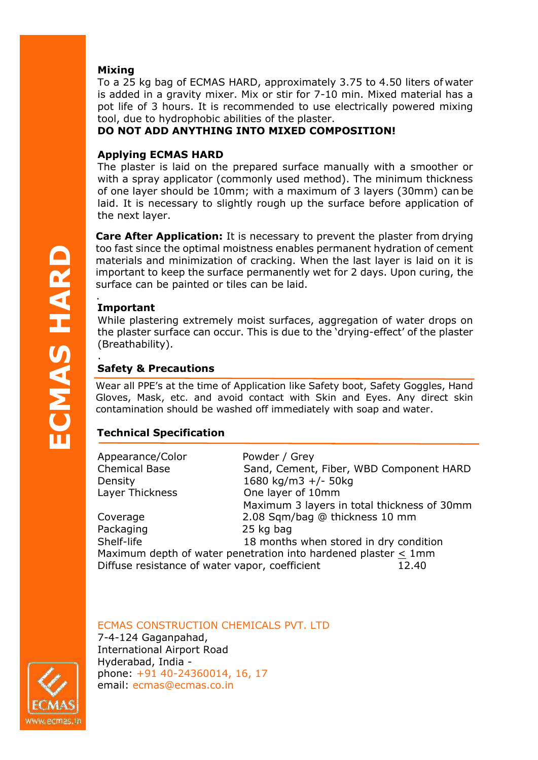**ECMAS HARD**

### Mixing

To a 25 kg bag of ECMAS HARD, approximately 3.75 to 4.50 liters of water is added in a gravity mixer. Mix or stir for 7-10 min. Mixed material has a pot life of 3 hours. It is recommended to use electrically powered mixing tool, due to hydrophobic abilities of the plaster.

**DO NOT ADD ANYTHING INTO MIXED COMPOSITION!**

### Applying ECMAS HARD

The plaster is laid on the prepared surface manually with a smoother or with a spray applicator (commonly used method). The minimum thickness of one layer should be 10mm; with a maximum of 3 layers (30mm) can be laid. It is necessary to slightly rough up the surface before application of the next layer.

**Care After Application:** It is necessary to prevent the plaster from drying too fast since the optimal moistness enables permanent hydration of cement materials and minimization of cracking. When the last layer is laid on it is important to keep the surface permanently wet for 2 days. Upon curing, the surface can be painted or tiles can be laid.

### Important

While plastering extremely moist surfaces, aggregation of water drops on the plaster surface can occur. This is due to the 'drying-effect' of the plaster (Breathability).

### Safety & Precautions

Wear all PPE's at the time of Application like Safety boot, Safety Goggles, Hand Gloves, Mask, etc. and avoid contact with Skin and Eyes. Any direct skin contamination should be washed off immediately with soap and water.

### Technical Specification

| | |
|---|---|
| Appearance/Color | Powder / Grey |
| Chemical Base | Sand, Cement, Fiber, WBD Component HARD |
| Density | 1680 kg/m3 +/- 50kg |
| Layer Thickness | One layer of 10mm<br>Maximum 3 layers in total thickness of 30mm |
| Coverage | 2.08 Sqm/bag @ thickness 10 mm |
| Packaging | 25 kg bag |
| Shelf-life | 18 months when stored in dry condition |
| Maximum depth of water penetration into hardened plaster | $\leq$ 1mm |
| Diffuse resistance of water vapor, coefficient | 12.40 |

ECMAS CONSTRUCTION CHEMICALS PVT. LTD
7-4-124 Gaganpahad,
International Airport Road
Hyderabad, India -
phone: +91 40-24360014, 16, 17
email: ecmas@ecmas.co.in

ECMAS
www.ecmas.in